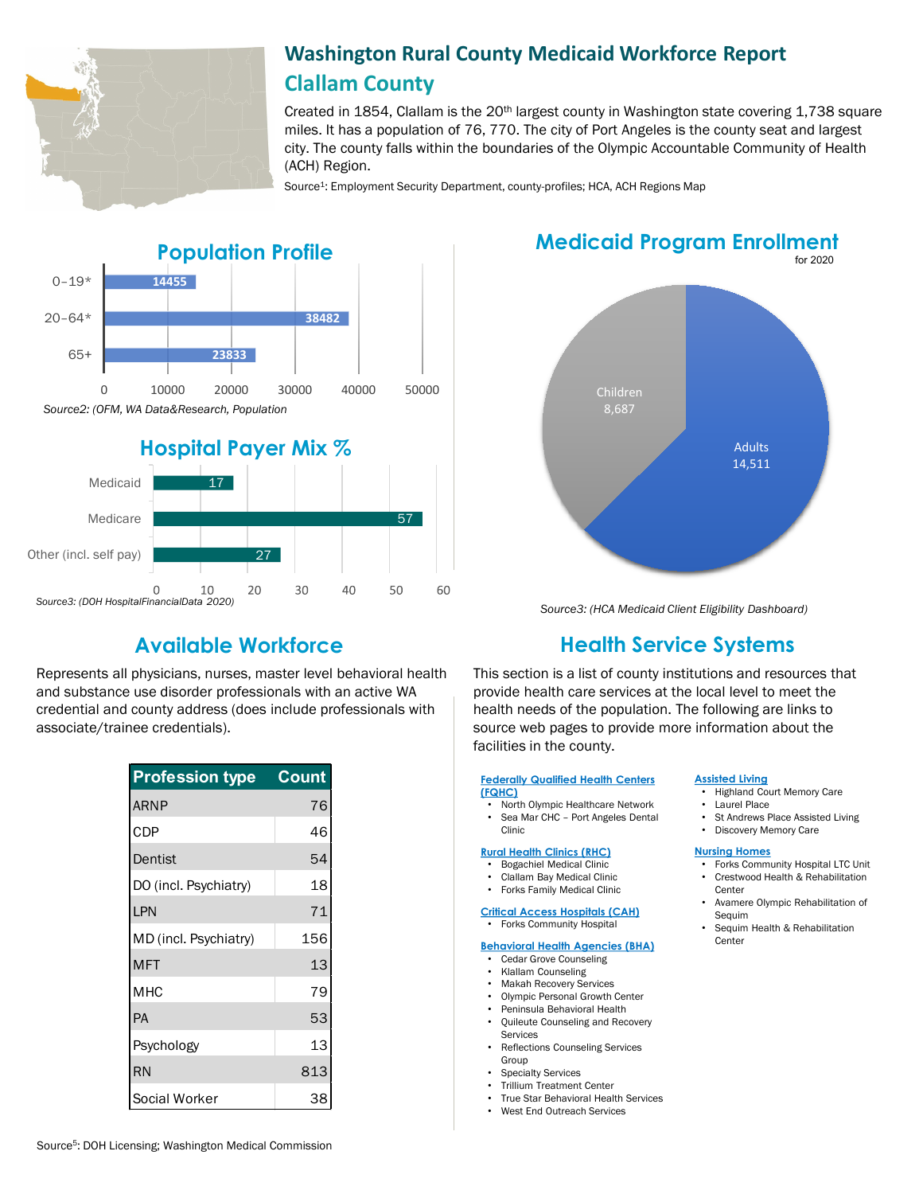# Washington Rural County Medicaid Workforce Report

## Clallam County

Created in 1854, Clallam is the 20th largest county in Washington state covering 1,738 square miles. It has a population of 76, 770. The city of Port Angeles is the county seat and largest city. The county falls within the boundaries of the Olympic Accountable Community of Health (ACH) Region.

Source[1]: Employment Security Department, county-profiles; HCA, ACH Regions Map

## Population Profile

| Age group | Population |
|---|---|
| 0–19* | 14455 |
| 20–64* | 38482 |
| 65+ | 23833 |

*Source2: (OFM, WA Data&Research, Population*

## Hospital Payer Mix %

| Payer | % |
|---|---|
| Medicaid | 17 |
| Medicare | 57 |
| Other (incl. self pay) | 27 |

*Source3: (DOH HospitalFinancialData 2020)*

## Medicaid Program Enrollment

for 2020

| Group | Enrollment |
|---|---|
| Children | 8,687 |
| Adults | 14,511 |

*Source3: (HCA Medicaid Client Eligibility Dashboard)*

## Available Workforce

Represents all physicians, nurses, master level behavioral health and substance use disorder professionals with an active WA credential and county address (does include professionals with associate/trainee credentials).

| Profession type | Count |
|---|---|
| ARNP | 76 |
| CDP | 46 |
| Dentist | 54 |
| DO (incl. Psychiatry) | 18 |
| LPN | 71 |
| MD (incl. Psychiatry) | 156 |
| MFT | 13 |
| MHC | 79 |
| PA | 53 |
| Psychology | 13 |
| RN | 813 |
| Social Worker | 38 |

Source[5]: DOH Licensing; Washington Medical Commission

## Health Service Systems

This section is a list of county institutions and resources that provide health care services at the local level to meet the health needs of the population. The following are links to source web pages to provide more information about the facilities in the county.

**Federally Qualified Health Centers (FQHC)**
- North Olympic Healthcare Network
- Sea Mar CHC – Port Angeles Dental Clinic

**Rural Health Clinics (RHC)**
- Bogachiel Medical Clinic
- Clallam Bay Medical Clinic
- Forks Family Medical Clinic

**Critical Access Hospitals (CAH)**
- Forks Community Hospital

**Behavioral Health Agencies (BHA)**
- Cedar Grove Counseling
- Klallam Counseling
- Makah Recovery Services
- Olympic Personal Growth Center
- Peninsula Behavioral Health
- Quileute Counseling and Recovery Services
- Reflections Counseling Services Group
- Specialty Services
- Trillium Treatment Center
- True Star Behavioral Health Services
- West End Outreach Services

**Assisted Living**
- Highland Court Memory Care
- Laurel Place
- St Andrews Place Assisted Living
- Discovery Memory Care

**Nursing Homes**
- Forks Community Hospital LTC Unit
- Crestwood Health & Rehabilitation Center
- Avamere Olympic Rehabilitation of Sequim
- Sequim Health & Rehabilitation Center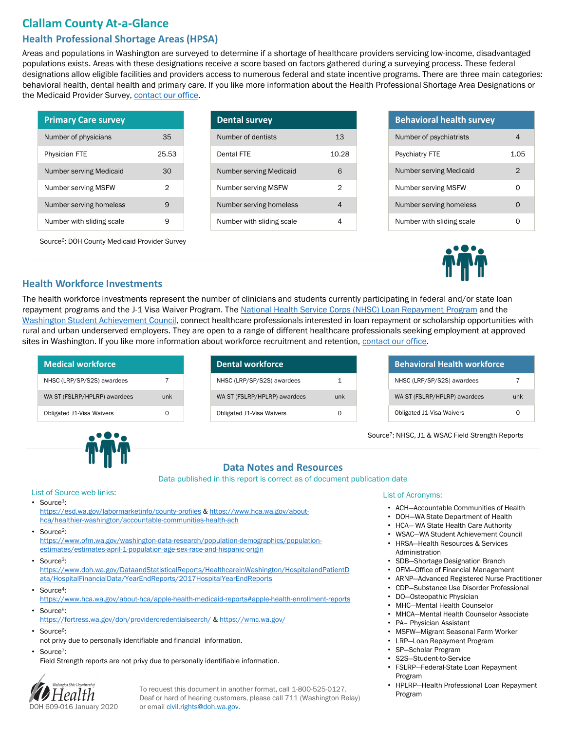# Clallam County At-a-Glance

## Health Professional Shortage Areas (HPSA)

Areas and populations in Washington are surveyed to determine if a shortage of healthcare providers servicing low-income, disadvantaged populations exists. Areas with these designations receive a score based on factors gathered during a surveying process. These federal designations allow eligible facilities and providers access to numerous federal and state incentive programs. There are three main categories: behavioral health, dental health and primary care. If you like more information about the Health Professional Shortage Area Designations or the Medicaid Provider Survey, contact our office.

| Primary Care survey | |
|---|---|
| Number of physicians | 35 |
| Physician FTE | 25.53 |
| Number serving Medicaid | 30 |
| Number serving MSFW | 2 |
| Number serving homeless | 9 |
| Number with sliding scale | 9 |

| Dental survey | |
|---|---|
| Number of dentists | 13 |
| Dental FTE | 10.28 |
| Number serving Medicaid | 6 |
| Number serving MSFW | 2 |
| Number serving homeless | 4 |
| Number with sliding scale | 4 |

| Behavioral health survey | |
|---|---|
| Number of psychiatrists | 4 |
| Psychiatry FTE | 1.05 |
| Number serving Medicaid | 2 |
| Number serving MSFW | 0 |
| Number serving homeless | 0 |
| Number with sliding scale | 0 |

Source[6]: DOH County Medicaid Provider Survey

## Health Workforce Investments

The health workforce investments represent the number of clinicians and students currently participating in federal and/or state loan repayment programs and the J-1 Visa Waiver Program. The National Health Service Corps (NHSC) Loan Repayment Program and the Washington Student Achievement Council, connect healthcare professionals interested in loan repayment or scholarship opportunities with rural and urban underserved employers. They are open to a range of different healthcare professionals seeking employment at approved sites in Washington. If you like more information about workforce recruitment and retention, contact our office.

| Medical workforce | |
|---|---|
| NHSC (LRP/SP/S2S) awardees | 7 |
| WA ST (FSLRP/HPLRP) awardees | unk |
| Obligated J1-Visa Waivers | 0 |

| Dental workforce | |
|---|---|
| NHSC (LRP/SP/S2S) awardees | 1 |
| WA ST (FSLRP/HPLRP) awardees | unk |
| Obligated J1-Visa Waivers | 0 |

| Behavioral Health workforce | |
|---|---|
| NHSC (LRP/SP/S2S) awardees | 7 |
| WA ST (FSLRP/HPLRP) awardees | unk |
| Obligated J1-Visa Waivers | 0 |

Source[7]: NHSC, J1 & WSAC Field Strength Reports

## Data Notes and Resources

Data published in this report is correct as of document publication date

List of Source web links:

- Source[1]: https://esd.wa.gov/labormarketinfo/county-profiles & https://www.hca.wa.gov/about-hca/healthier-washington/accountable-communities-health-ach
- Source[2]: https://www.ofm.wa.gov/washington-data-research/population-demographics/population-estimates/estimates-april-1-population-age-sex-race-and-hispanic-origin
- Source[3]: https://www.doh.wa.gov/DataandStatisticalReports/HealthcareinWashington/HospitalandPatientData/HospitalFinancialData/YearEndReports/2017HospitalYearEndReports
- Source[4]: https://www.hca.wa.gov/about-hca/apple-health-medicaid-reports#apple-health-enrollment-reports
- Source[5]: https://fortress.wa.gov/doh/providercredentialsearch/ & https://wmc.wa.gov/
- Source[6]: not privy due to personally identifiable and financial information.
- Source[7]: Field Strength reports are not privy due to personally identifiable information.

List of Acronyms:

- ACH—Accountable Communities of Health
- DOH—WA State Department of Health
- HCA— WA State Health Care Authority
- WSAC—WA Student Achievement Council
- HRSA—Health Resources & Services Administration
- SDB—Shortage Designation Branch
- OFM—Office of Financial Management
- ARNP—Advanced Registered Nurse Practitioner
- CDP—Substance Use Disorder Professional
- DO—Osteopathic Physician
- MHC—Mental Health Counselor
- MHCA—Mental Health Counselor Associate
- PA– Physician Assistant
- MSFW—Migrant Seasonal Farm Worker
- LRP—Loan Repayment Program
- SP—Scholar Program
- S2S—Student-to-Service
- FSLRP—Federal-State Loan Repayment Program
- HPLRP—Health Professional Loan Repayment Program

Washington State Department of Health

DOH 609-016 January 2020

To request this document in another format, call 1-800-525-0127. Deaf or hard of hearing customers, please call 711 (Washington Relay) or email civil.rights@doh.wa.gov.